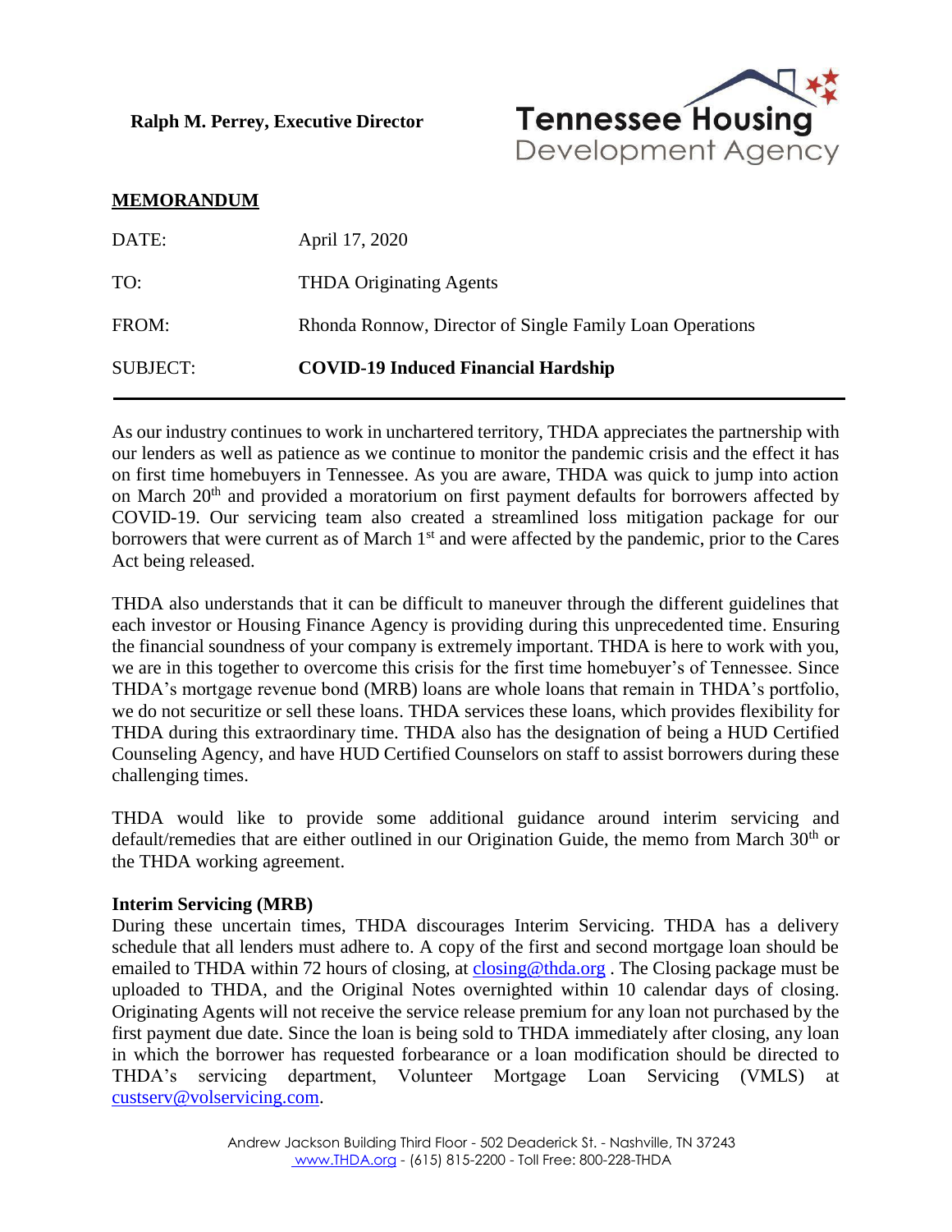**Ralph M. Perrey, Executive Director**

Tennessee Housing Development Agency

**MEMORANDUM**

| | |
|---|---|
| DATE: | April 17, 2020 |
| TO: | THDA Originating Agents |
| FROM: | Rhonda Ronnow, Director of Single Family Loan Operations |
| SUBJECT: | **COVID-19 Induced Financial Hardship** |

As our industry continues to work in unchartered territory, THDA appreciates the partnership with our lenders as well as patience as we continue to monitor the pandemic crisis and the effect it has on first time homebuyers in Tennessee. As you are aware, THDA was quick to jump into action on March 20th and provided a moratorium on first payment defaults for borrowers affected by COVID-19. Our servicing team also created a streamlined loss mitigation package for our borrowers that were current as of March 1st and were affected by the pandemic, prior to the Cares Act being released.

THDA also understands that it can be difficult to maneuver through the different guidelines that each investor or Housing Finance Agency is providing during this unprecedented time. Ensuring the financial soundness of your company is extremely important. THDA is here to work with you, we are in this together to overcome this crisis for the first time homebuyer's of Tennessee. Since THDA's mortgage revenue bond (MRB) loans are whole loans that remain in THDA's portfolio, we do not securitize or sell these loans. THDA services these loans, which provides flexibility for THDA during this extraordinary time. THDA also has the designation of being a HUD Certified Counseling Agency, and have HUD Certified Counselors on staff to assist borrowers during these challenging times.

THDA would like to provide some additional guidance around interim servicing and default/remedies that are either outlined in our Origination Guide, the memo from March 30th or the THDA working agreement.

**Interim Servicing (MRB)**

During these uncertain times, THDA discourages Interim Servicing. THDA has a delivery schedule that all lenders must adhere to. A copy of the first and second mortgage loan should be emailed to THDA within 72 hours of closing, at closing@thda.org . The Closing package must be uploaded to THDA, and the Original Notes overnighted within 10 calendar days of closing. Originating Agents will not receive the service release premium for any loan not purchased by the first payment due date. Since the loan is being sold to THDA immediately after closing, any loan in which the borrower has requested forbearance or a loan modification should be directed to THDA's servicing department, Volunteer Mortgage Loan Servicing (VMLS) at custserv@volservicing.com.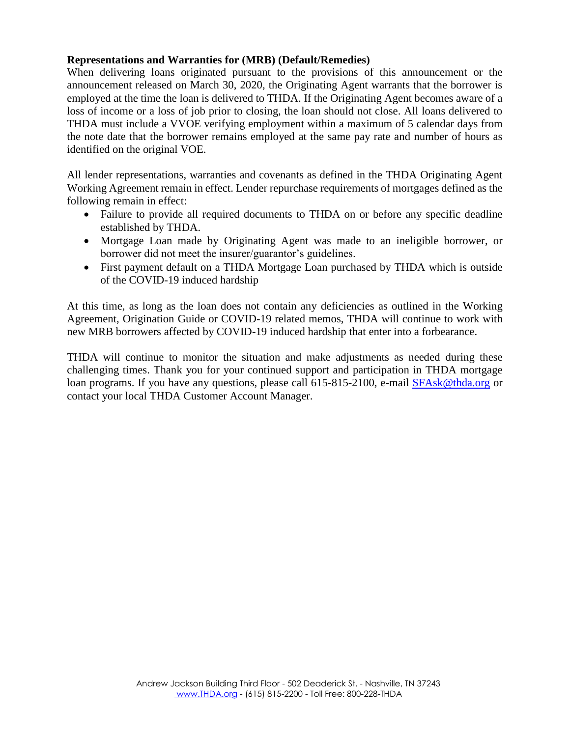**Representations and Warranties for (MRB) (Default/Remedies)**

When delivering loans originated pursuant to the provisions of this announcement or the announcement released on March 30, 2020, the Originating Agent warrants that the borrower is employed at the time the loan is delivered to THDA. If the Originating Agent becomes aware of a loss of income or a loss of job prior to closing, the loan should not close. All loans delivered to THDA must include a VVOE verifying employment within a maximum of 5 calendar days from the note date that the borrower remains employed at the same pay rate and number of hours as identified on the original VOE.

All lender representations, warranties and covenants as defined in the THDA Originating Agent Working Agreement remain in effect. Lender repurchase requirements of mortgages defined as the following remain in effect:

- Failure to provide all required documents to THDA on or before any specific deadline established by THDA.
- Mortgage Loan made by Originating Agent was made to an ineligible borrower, or borrower did not meet the insurer/guarantor's guidelines.
- First payment default on a THDA Mortgage Loan purchased by THDA which is outside of the COVID-19 induced hardship

At this time, as long as the loan does not contain any deficiencies as outlined in the Working Agreement, Origination Guide or COVID-19 related memos, THDA will continue to work with new MRB borrowers affected by COVID-19 induced hardship that enter into a forbearance.

THDA will continue to monitor the situation and make adjustments as needed during these challenging times. Thank you for your continued support and participation in THDA mortgage loan programs. If you have any questions, please call 615-815-2100, e-mail SFAsk@thda.org or contact your local THDA Customer Account Manager.

Andrew Jackson Building Third Floor - 502 Deaderick St. - Nashville, TN 37243
www.THDA.org - (615) 815-2200 - Toll Free: 800-228-THDA